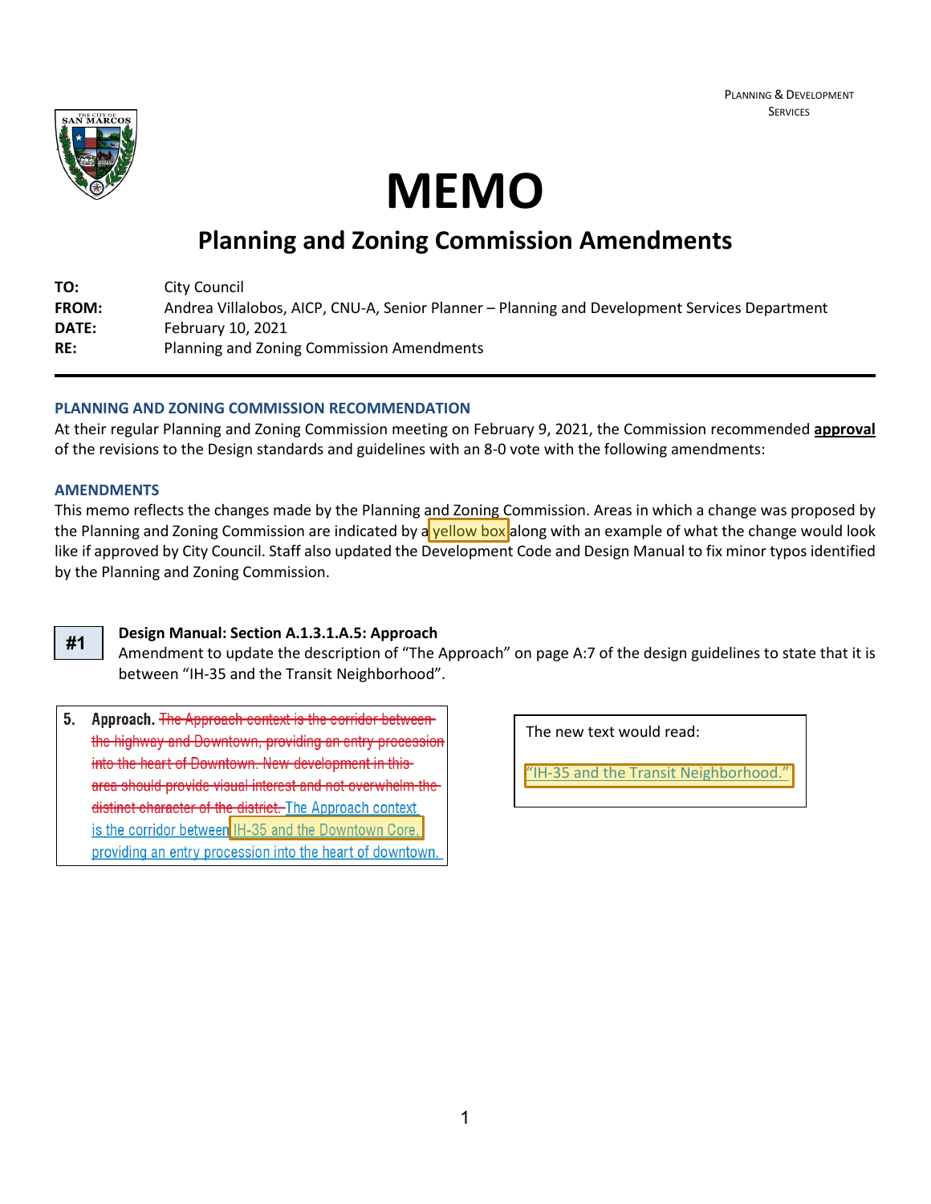Planning & Development Services

# MEMO

## Planning and Zoning Commission Amendments

**TO:** City Council
**FROM:** Andrea Villalobos, AICP, CNU-A, Senior Planner – Planning and Development Services Department
**DATE:** February 10, 2021
**RE:** Planning and Zoning Commission Amendments

---

### PLANNING AND ZONING COMMISSION RECOMMENDATION

At their regular Planning and Zoning Commission meeting on February 9, 2021, the Commission recommended **approval** of the revisions to the Design standards and guidelines with an 8-0 vote with the following amendments:

### AMENDMENTS

This memo reflects the changes made by the Planning and Zoning Commission. Areas in which a change was proposed by the Planning and Zoning Commission are indicated by a yellow box along with an example of what the change would look like if approved by City Council. Staff also updated the Development Code and Design Manual to fix minor typos identified by the Planning and Zoning Commission.

**#1**

**Design Manual: Section A.1.3.1.A.5: Approach**
Amendment to update the description of "The Approach" on page A:7 of the design guidelines to state that it is between "IH-35 and the Transit Neighborhood".

**5. Approach.** ~~The Approach context is the corridor between the highway and Downtown, providing an entry procession into the heart of Downtown. New development in this area should provide visual interest and not overwhelm the distinct character of the district.~~ The Approach context is the corridor between IH-35 and the Downtown Core, providing an entry procession into the heart of downtown.

The new text would read:

"IH-35 and the Transit Neighborhood."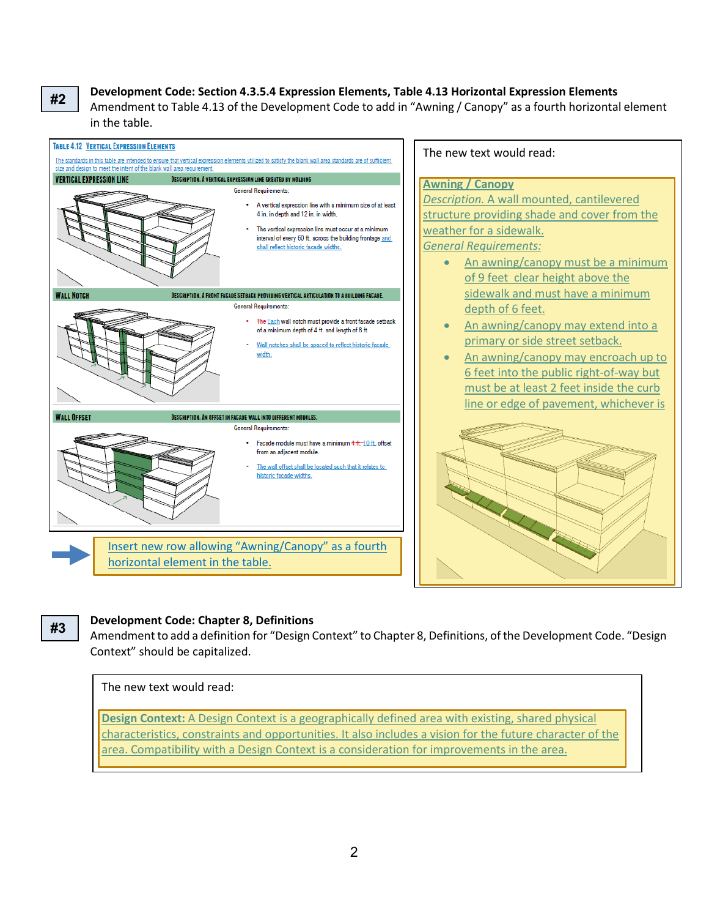**#2**

**Development Code: Section 4.3.5.4 Expression Elements, Table 4.13 Horizontal Expression Elements**

Amendment to Table 4.13 of the Development Code to add in "Awning / Canopy" as a fourth horizontal element in the table.

**TABLE 4.12 VERTICAL EXPRESSION ELEMENTS**

The standards in this table are intended to ensure that vertical expression elements utilized to satisfy the blank wall area standards are of sufficient size and design to meet the intent of the blank wall area requirement.

| | |
|---|---|
| **VERTICAL EXPRESSION LINE** | **DESCRIPTION. A VERTICAL EXPRESSION LINE CREATED BY MOLDING** |
| | General Requirements:<br>• A vertical expression line with a minimum size of at least 4 in. in depth and 12 in. in width.<br>• The vertical expression line must occur at a minimum interval of every 60 ft. across the building frontage and shall reflect historic facade widths. |
| **WALL NOTCH** | **DESCRIPTION. A FRONT FACADE SETBACK PROVIDING VERTICAL ARTICULATION TO A BUILDING FACADE.** |
| | General Requirements:<br>• ~~The~~ Each wall notch must provide a front facade setback of a minimum depth of 4 ft. and length of 8 ft.<br>• Wall notches shall be spaced to reflect historic facade width. |
| **WALL OFFSET** | **DESCRIPTION. AN OFFSET IN FACADE WALL INTO DIFFERENT MODULES.** |
| | General Requirements:<br>• Facade module must have a minimum ~~4 ft.~~ 10 ft. offset from an adjacent module.<br>• The wall offset shall be located such that it relates to historic facade widths. |

Insert new row allowing "Awning/Canopy" as a fourth horizontal element in the table.

The new text would read:

**Awning / Canopy**

*Description.* A wall mounted, cantilevered structure providing shade and cover from the weather for a sidewalk.

*General Requirements:*

- An awning/canopy must be a minimum of 9 feet clear height above the sidewalk and must have a minimum depth of 6 feet.
- An awning/canopy may extend into a primary or side street setback.
- An awning/canopy may encroach up to 6 feet into the public right-of-way but must be at least 2 feet inside the curb line or edge of pavement, whichever is

**#3**

**Development Code: Chapter 8, Definitions**

Amendment to add a definition for "Design Context" to Chapter 8, Definitions, of the Development Code. "Design Context" should be capitalized.

The new text would read:

**Design Context:** A Design Context is a geographically defined area with existing, shared physical characteristics, constraints and opportunities. It also includes a vision for the future character of the area. Compatibility with a Design Context is a consideration for improvements in the area.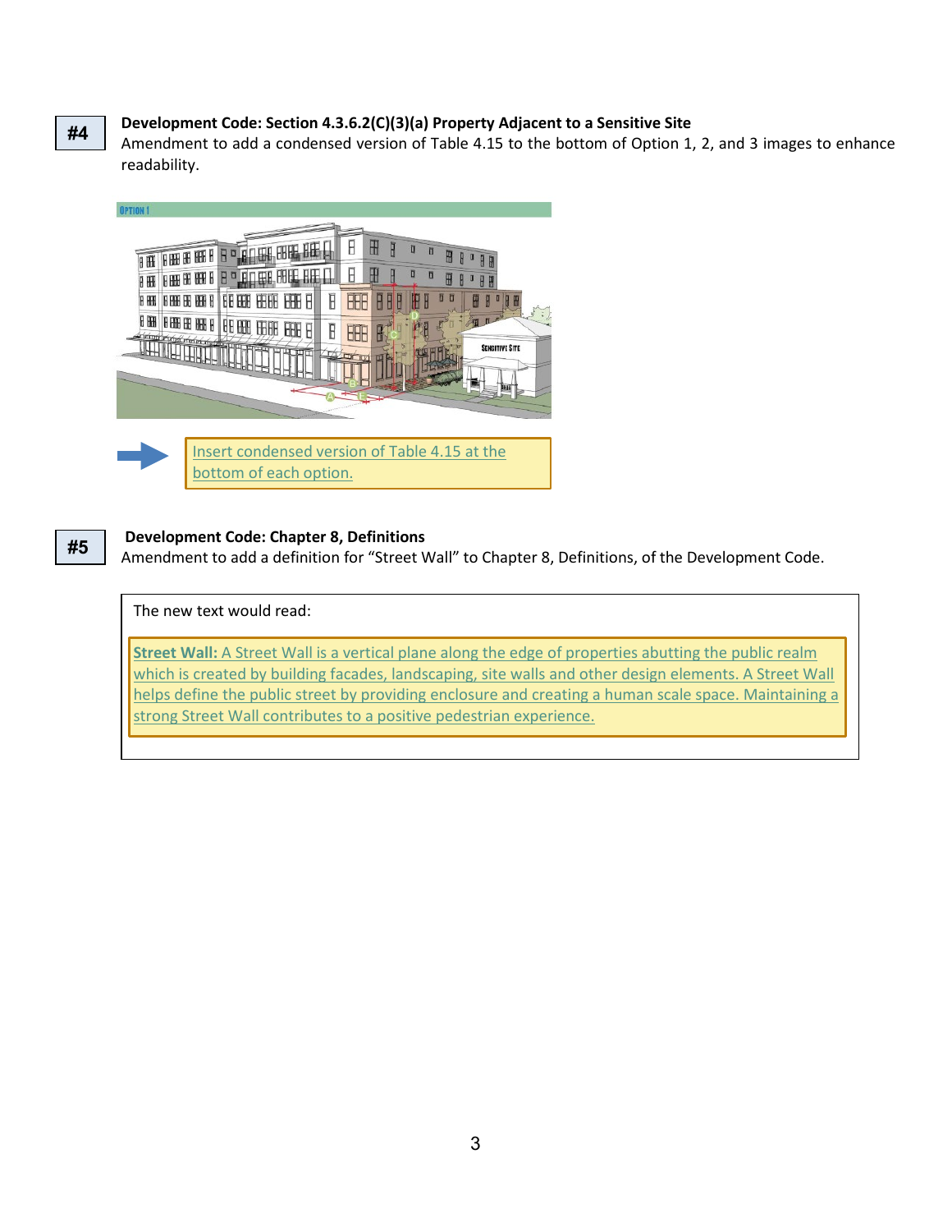**#4**

**Development Code: Section 4.3.6.2(C)(3)(a) Property Adjacent to a Sensitive Site**
Amendment to add a condensed version of Table 4.15 to the bottom of Option 1, 2, and 3 images to enhance readability.

OPTION 1

SENSITIVE SITE

Insert condensed version of Table 4.15 at the bottom of each option.

**#5**

**Development Code: Chapter 8, Definitions**
Amendment to add a definition for "Street Wall" to Chapter 8, Definitions, of the Development Code.

The new text would read:

**Street Wall:** A Street Wall is a vertical plane along the edge of properties abutting the public realm which is created by building facades, landscaping, site walls and other design elements. A Street Wall helps define the public street by providing enclosure and creating a human scale space. Maintaining a strong Street Wall contributes to a positive pedestrian experience.